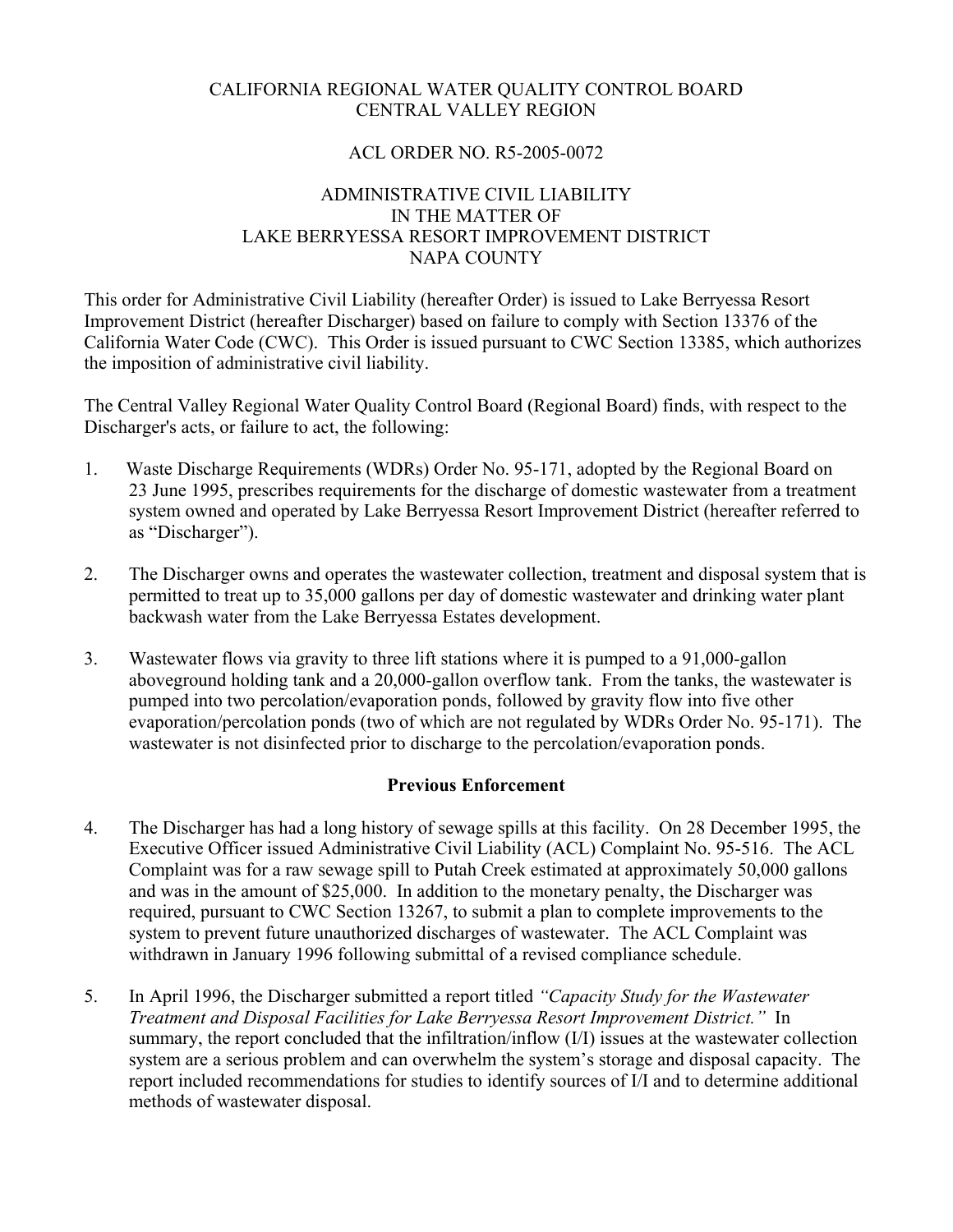CALIFORNIA REGIONAL WATER QUALITY CONTROL BOARD
CENTRAL VALLEY REGION

ACL ORDER NO. R5-2005-0072

ADMINISTRATIVE CIVIL LIABILITY
IN THE MATTER OF
LAKE BERRYESSA RESORT IMPROVEMENT DISTRICT
NAPA COUNTY

This order for Administrative Civil Liability (hereafter Order) is issued to Lake Berryessa Resort Improvement District (hereafter Discharger) based on failure to comply with Section 13376 of the California Water Code (CWC). This Order is issued pursuant to CWC Section 13385, which authorizes the imposition of administrative civil liability.

The Central Valley Regional Water Quality Control Board (Regional Board) finds, with respect to the Discharger's acts, or failure to act, the following:

1. Waste Discharge Requirements (WDRs) Order No. 95-171, adopted by the Regional Board on 23 June 1995, prescribes requirements for the discharge of domestic wastewater from a treatment system owned and operated by Lake Berryessa Resort Improvement District (hereafter referred to as "Discharger").

2. The Discharger owns and operates the wastewater collection, treatment and disposal system that is permitted to treat up to 35,000 gallons per day of domestic wastewater and drinking water plant backwash water from the Lake Berryessa Estates development.

3. Wastewater flows via gravity to three lift stations where it is pumped to a 91,000-gallon aboveground holding tank and a 20,000-gallon overflow tank. From the tanks, the wastewater is pumped into two percolation/evaporation ponds, followed by gravity flow into five other evaporation/percolation ponds (two of which are not regulated by WDRs Order No. 95-171). The wastewater is not disinfected prior to discharge to the percolation/evaporation ponds.

**Previous Enforcement**

4. The Discharger has had a long history of sewage spills at this facility. On 28 December 1995, the Executive Officer issued Administrative Civil Liability (ACL) Complaint No. 95-516. The ACL Complaint was for a raw sewage spill to Putah Creek estimated at approximately 50,000 gallons and was in the amount of $25,000. In addition to the monetary penalty, the Discharger was required, pursuant to CWC Section 13267, to submit a plan to complete improvements to the system to prevent future unauthorized discharges of wastewater. The ACL Complaint was withdrawn in January 1996 following submittal of a revised compliance schedule.

5. In April 1996, the Discharger submitted a report titled *"Capacity Study for the Wastewater Treatment and Disposal Facilities for Lake Berryessa Resort Improvement District."* In summary, the report concluded that the infiltration/inflow (I/I) issues at the wastewater collection system are a serious problem and can overwhelm the system's storage and disposal capacity. The report included recommendations for studies to identify sources of I/I and to determine additional methods of wastewater disposal.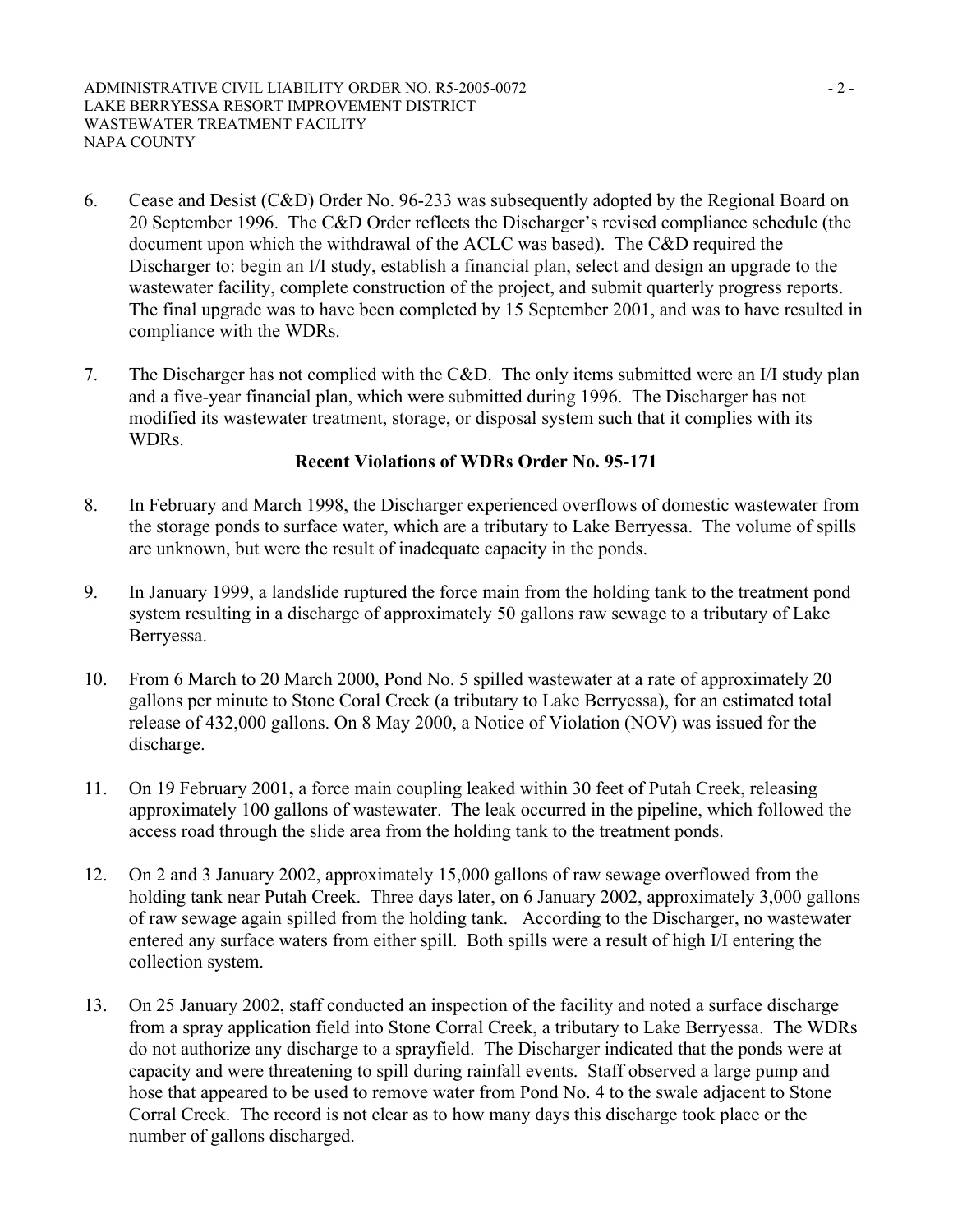6. Cease and Desist (C&D) Order No. 96-233 was subsequently adopted by the Regional Board on 20 September 1996. The C&D Order reflects the Discharger's revised compliance schedule (the document upon which the withdrawal of the ACLC was based). The C&D required the Discharger to: begin an I/I study, establish a financial plan, select and design an upgrade to the wastewater facility, complete construction of the project, and submit quarterly progress reports. The final upgrade was to have been completed by 15 September 2001, and was to have resulted in compliance with the WDRs.

7. The Discharger has not complied with the C&D. The only items submitted were an I/I study plan and a five-year financial plan, which were submitted during 1996. The Discharger has not modified its wastewater treatment, storage, or disposal system such that it complies with its WDRs.

**Recent Violations of WDRs Order No. 95-171**

8. In February and March 1998, the Discharger experienced overflows of domestic wastewater from the storage ponds to surface water, which are a tributary to Lake Berryessa. The volume of spills are unknown, but were the result of inadequate capacity in the ponds.

9. In January 1999, a landslide ruptured the force main from the holding tank to the treatment pond system resulting in a discharge of approximately 50 gallons raw sewage to a tributary of Lake Berryessa.

10. From 6 March to 20 March 2000, Pond No. 5 spilled wastewater at a rate of approximately 20 gallons per minute to Stone Coral Creek (a tributary to Lake Berryessa), for an estimated total release of 432,000 gallons. On 8 May 2000, a Notice of Violation (NOV) was issued for the discharge.

11. On 19 February 2001**,** a force main coupling leaked within 30 feet of Putah Creek, releasing approximately 100 gallons of wastewater. The leak occurred in the pipeline, which followed the access road through the slide area from the holding tank to the treatment ponds.

12. On 2 and 3 January 2002, approximately 15,000 gallons of raw sewage overflowed from the holding tank near Putah Creek. Three days later, on 6 January 2002, approximately 3,000 gallons of raw sewage again spilled from the holding tank. According to the Discharger, no wastewater entered any surface waters from either spill. Both spills were a result of high I/I entering the collection system.

13. On 25 January 2002, staff conducted an inspection of the facility and noted a surface discharge from a spray application field into Stone Corral Creek, a tributary to Lake Berryessa. The WDRs do not authorize any discharge to a sprayfield. The Discharger indicated that the ponds were at capacity and were threatening to spill during rainfall events. Staff observed a large pump and hose that appeared to be used to remove water from Pond No. 4 to the swale adjacent to Stone Corral Creek. The record is not clear as to how many days this discharge took place or the number of gallons discharged.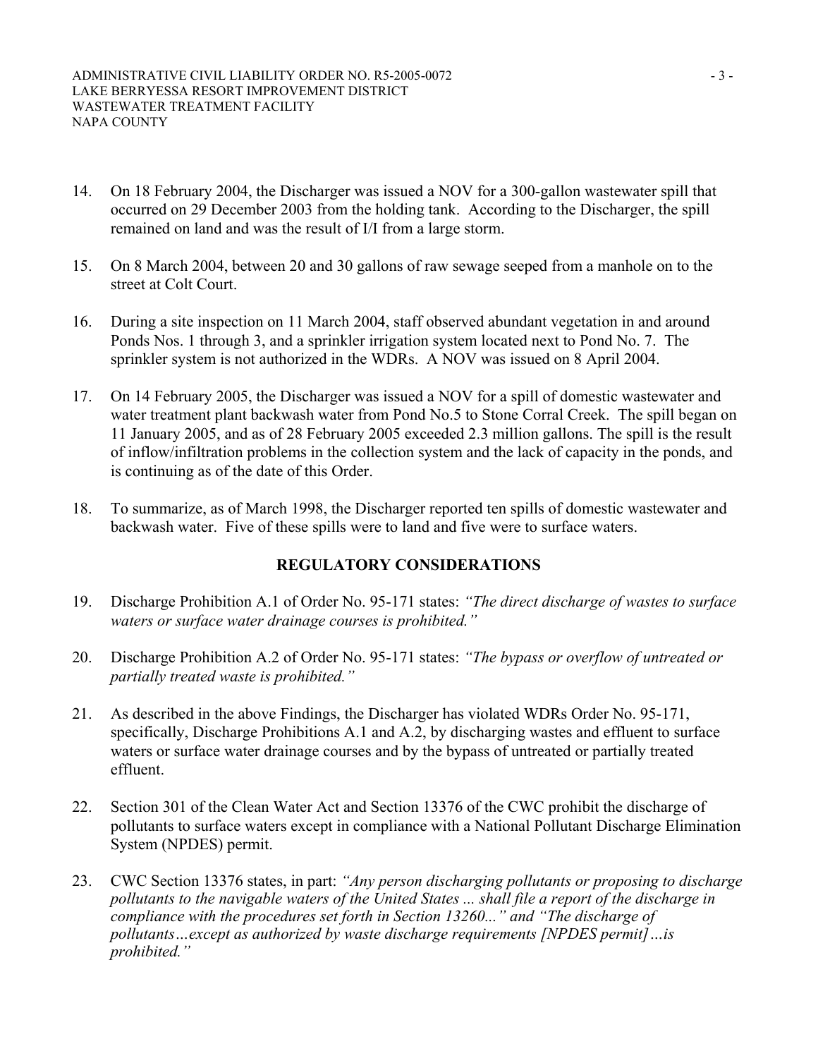14. On 18 February 2004, the Discharger was issued a NOV for a 300-gallon wastewater spill that occurred on 29 December 2003 from the holding tank. According to the Discharger, the spill remained on land and was the result of I/I from a large storm.

15. On 8 March 2004, between 20 and 30 gallons of raw sewage seeped from a manhole on to the street at Colt Court.

16. During a site inspection on 11 March 2004, staff observed abundant vegetation in and around Ponds Nos. 1 through 3, and a sprinkler irrigation system located next to Pond No. 7. The sprinkler system is not authorized in the WDRs. A NOV was issued on 8 April 2004.

17. On 14 February 2005, the Discharger was issued a NOV for a spill of domestic wastewater and water treatment plant backwash water from Pond No.5 to Stone Corral Creek. The spill began on 11 January 2005, and as of 28 February 2005 exceeded 2.3 million gallons. The spill is the result of inflow/infiltration problems in the collection system and the lack of capacity in the ponds, and is continuing as of the date of this Order.

18. To summarize, as of March 1998, the Discharger reported ten spills of domestic wastewater and backwash water. Five of these spills were to land and five were to surface waters.

## REGULATORY CONSIDERATIONS

19. Discharge Prohibition A.1 of Order No. 95-171 states: *"The direct discharge of wastes to surface waters or surface water drainage courses is prohibited."*

20. Discharge Prohibition A.2 of Order No. 95-171 states: *"The bypass or overflow of untreated or partially treated waste is prohibited."*

21. As described in the above Findings, the Discharger has violated WDRs Order No. 95-171, specifically, Discharge Prohibitions A.1 and A.2, by discharging wastes and effluent to surface waters or surface water drainage courses and by the bypass of untreated or partially treated effluent.

22. Section 301 of the Clean Water Act and Section 13376 of the CWC prohibit the discharge of pollutants to surface waters except in compliance with a National Pollutant Discharge Elimination System (NPDES) permit.

23. CWC Section 13376 states, in part: *"Any person discharging pollutants or proposing to discharge pollutants to the navigable waters of the United States ... shall file a report of the discharge in compliance with the procedures set forth in Section 13260..."* and *"The discharge of pollutants…except as authorized by waste discharge requirements [NPDES permit]…is prohibited."*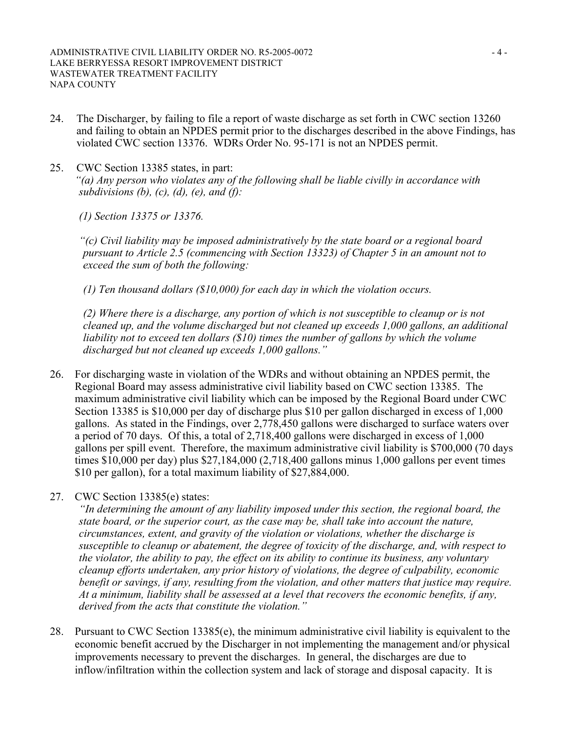24. The Discharger, by failing to file a report of waste discharge as set forth in CWC section 13260 and failing to obtain an NPDES permit prior to the discharges described in the above Findings, has violated CWC section 13376. WDRs Order No. 95-171 is not an NPDES permit.

25. CWC Section 13385 states, in part:
*"(a) Any person who violates any of the following shall be liable civilly in accordance with subdivisions (b), (c), (d), (e), and (f):*

   *(1) Section 13375 or 13376.*

   *"(c) Civil liability may be imposed administratively by the state board or a regional board pursuant to Article 2.5 (commencing with Section 13323) of Chapter 5 in an amount not to exceed the sum of both the following:*

   *(1) Ten thousand dollars ($10,000) for each day in which the violation occurs.*

   *(2) Where there is a discharge, any portion of which is not susceptible to cleanup or is not cleaned up, and the volume discharged but not cleaned up exceeds 1,000 gallons, an additional liability not to exceed ten dollars ($10) times the number of gallons by which the volume discharged but not cleaned up exceeds 1,000 gallons."*

26. For discharging waste in violation of the WDRs and without obtaining an NPDES permit, the Regional Board may assess administrative civil liability based on CWC section 13385. The maximum administrative civil liability which can be imposed by the Regional Board under CWC Section 13385 is $10,000 per day of discharge plus $10 per gallon discharged in excess of 1,000 gallons. As stated in the Findings, over 2,778,450 gallons were discharged to surface waters over a period of 70 days. Of this, a total of 2,718,400 gallons were discharged in excess of 1,000 gallons per spill event. Therefore, the maximum administrative civil liability is $700,000 (70 days times $10,000 per day) plus $27,184,000 (2,718,400 gallons minus 1,000 gallons per event times $10 per gallon), for a total maximum liability of $27,884,000.

27. CWC Section 13385(e) states:
*"In determining the amount of any liability imposed under this section, the regional board, the state board, or the superior court, as the case may be, shall take into account the nature, circumstances, extent, and gravity of the violation or violations, whether the discharge is susceptible to cleanup or abatement, the degree of toxicity of the discharge, and, with respect to the violator, the ability to pay, the effect on its ability to continue its business, any voluntary cleanup efforts undertaken, any prior history of violations, the degree of culpability, economic benefit or savings, if any, resulting from the violation, and other matters that justice may require. At a minimum, liability shall be assessed at a level that recovers the economic benefits, if any, derived from the acts that constitute the violation."*

28. Pursuant to CWC Section 13385(e), the minimum administrative civil liability is equivalent to the economic benefit accrued by the Discharger in not implementing the management and/or physical improvements necessary to prevent the discharges. In general, the discharges are due to inflow/infiltration within the collection system and lack of storage and disposal capacity. It is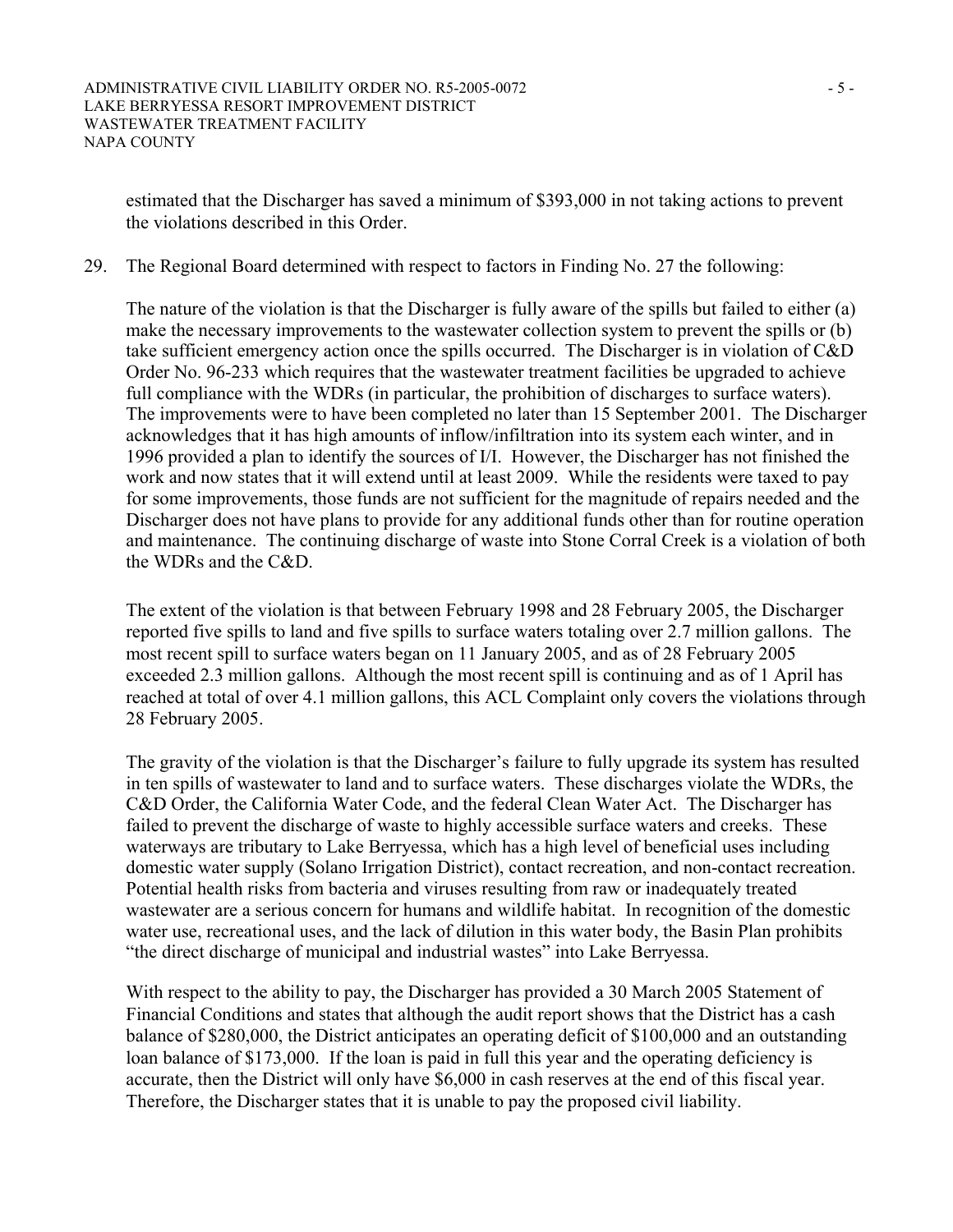estimated that the Discharger has saved a minimum of $393,000 in not taking actions to prevent the violations described in this Order.

29. The Regional Board determined with respect to factors in Finding No. 27 the following:

    The nature of the violation is that the Discharger is fully aware of the spills but failed to either (a) make the necessary improvements to the wastewater collection system to prevent the spills or (b) take sufficient emergency action once the spills occurred. The Discharger is in violation of C&D Order No. 96-233 which requires that the wastewater treatment facilities be upgraded to achieve full compliance with the WDRs (in particular, the prohibition of discharges to surface waters). The improvements were to have been completed no later than 15 September 2001. The Discharger acknowledges that it has high amounts of inflow/infiltration into its system each winter, and in 1996 provided a plan to identify the sources of I/I. However, the Discharger has not finished the work and now states that it will extend until at least 2009. While the residents were taxed to pay for some improvements, those funds are not sufficient for the magnitude of repairs needed and the Discharger does not have plans to provide for any additional funds other than for routine operation and maintenance. The continuing discharge of waste into Stone Corral Creek is a violation of both the WDRs and the C&D.

    The extent of the violation is that between February 1998 and 28 February 2005, the Discharger reported five spills to land and five spills to surface waters totaling over 2.7 million gallons. The most recent spill to surface waters began on 11 January 2005, and as of 28 February 2005 exceeded 2.3 million gallons. Although the most recent spill is continuing and as of 1 April has reached at total of over 4.1 million gallons, this ACL Complaint only covers the violations through 28 February 2005.

    The gravity of the violation is that the Discharger's failure to fully upgrade its system has resulted in ten spills of wastewater to land and to surface waters. These discharges violate the WDRs, the C&D Order, the California Water Code, and the federal Clean Water Act. The Discharger has failed to prevent the discharge of waste to highly accessible surface waters and creeks. These waterways are tributary to Lake Berryessa, which has a high level of beneficial uses including domestic water supply (Solano Irrigation District), contact recreation, and non-contact recreation. Potential health risks from bacteria and viruses resulting from raw or inadequately treated wastewater are a serious concern for humans and wildlife habitat. In recognition of the domestic water use, recreational uses, and the lack of dilution in this water body, the Basin Plan prohibits "the direct discharge of municipal and industrial wastes" into Lake Berryessa.

    With respect to the ability to pay, the Discharger has provided a 30 March 2005 Statement of Financial Conditions and states that although the audit report shows that the District has a cash balance of $280,000, the District anticipates an operating deficit of $100,000 and an outstanding loan balance of $173,000. If the loan is paid in full this year and the operating deficiency is accurate, then the District will only have $6,000 in cash reserves at the end of this fiscal year. Therefore, the Discharger states that it is unable to pay the proposed civil liability.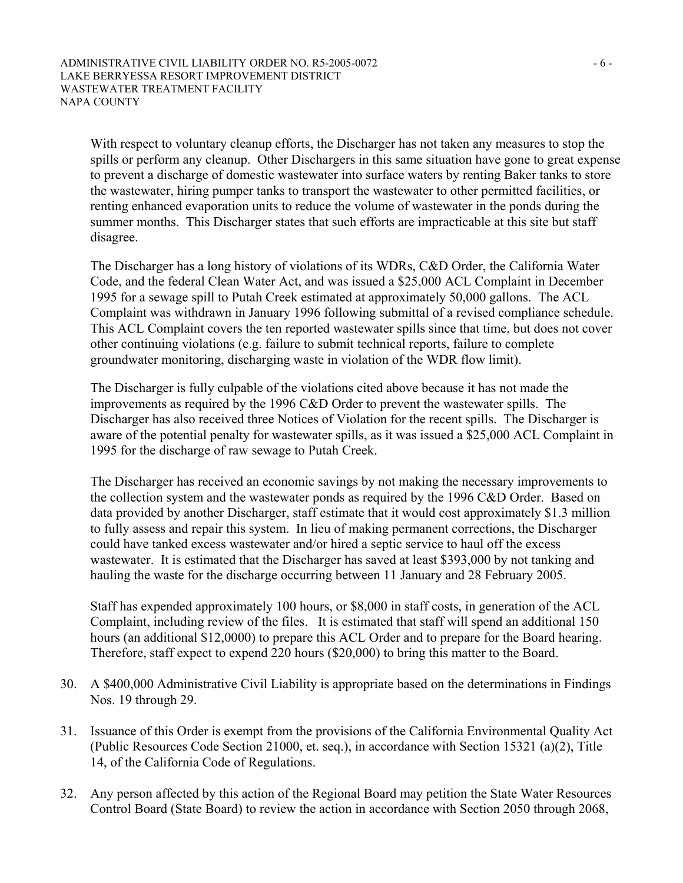With respect to voluntary cleanup efforts, the Discharger has not taken any measures to stop the spills or perform any cleanup. Other Dischargers in this same situation have gone to great expense to prevent a discharge of domestic wastewater into surface waters by renting Baker tanks to store the wastewater, hiring pumper tanks to transport the wastewater to other permitted facilities, or renting enhanced evaporation units to reduce the volume of wastewater in the ponds during the summer months. This Discharger states that such efforts are impracticable at this site but staff disagree.

The Discharger has a long history of violations of its WDRs, C&D Order, the California Water Code, and the federal Clean Water Act, and was issued a $25,000 ACL Complaint in December 1995 for a sewage spill to Putah Creek estimated at approximately 50,000 gallons. The ACL Complaint was withdrawn in January 1996 following submittal of a revised compliance schedule. This ACL Complaint covers the ten reported wastewater spills since that time, but does not cover other continuing violations (e.g. failure to submit technical reports, failure to complete groundwater monitoring, discharging waste in violation of the WDR flow limit).

The Discharger is fully culpable of the violations cited above because it has not made the improvements as required by the 1996 C&D Order to prevent the wastewater spills. The Discharger has also received three Notices of Violation for the recent spills. The Discharger is aware of the potential penalty for wastewater spills, as it was issued a $25,000 ACL Complaint in 1995 for the discharge of raw sewage to Putah Creek.

The Discharger has received an economic savings by not making the necessary improvements to the collection system and the wastewater ponds as required by the 1996 C&D Order. Based on data provided by another Discharger, staff estimate that it would cost approximately $1.3 million to fully assess and repair this system. In lieu of making permanent corrections, the Discharger could have tanked excess wastewater and/or hired a septic service to haul off the excess wastewater. It is estimated that the Discharger has saved at least $393,000 by not tanking and hauling the waste for the discharge occurring between 11 January and 28 February 2005.

Staff has expended approximately 100 hours, or $8,000 in staff costs, in generation of the ACL Complaint, including review of the files. It is estimated that staff will spend an additional 150 hours (an additional $12,0000) to prepare this ACL Order and to prepare for the Board hearing. Therefore, staff expect to expend 220 hours ($20,000) to bring this matter to the Board.

30. A $400,000 Administrative Civil Liability is appropriate based on the determinations in Findings Nos. 19 through 29.

31. Issuance of this Order is exempt from the provisions of the California Environmental Quality Act (Public Resources Code Section 21000, et. seq.), in accordance with Section 15321 (a)(2), Title 14, of the California Code of Regulations.

32. Any person affected by this action of the Regional Board may petition the State Water Resources Control Board (State Board) to review the action in accordance with Section 2050 through 2068,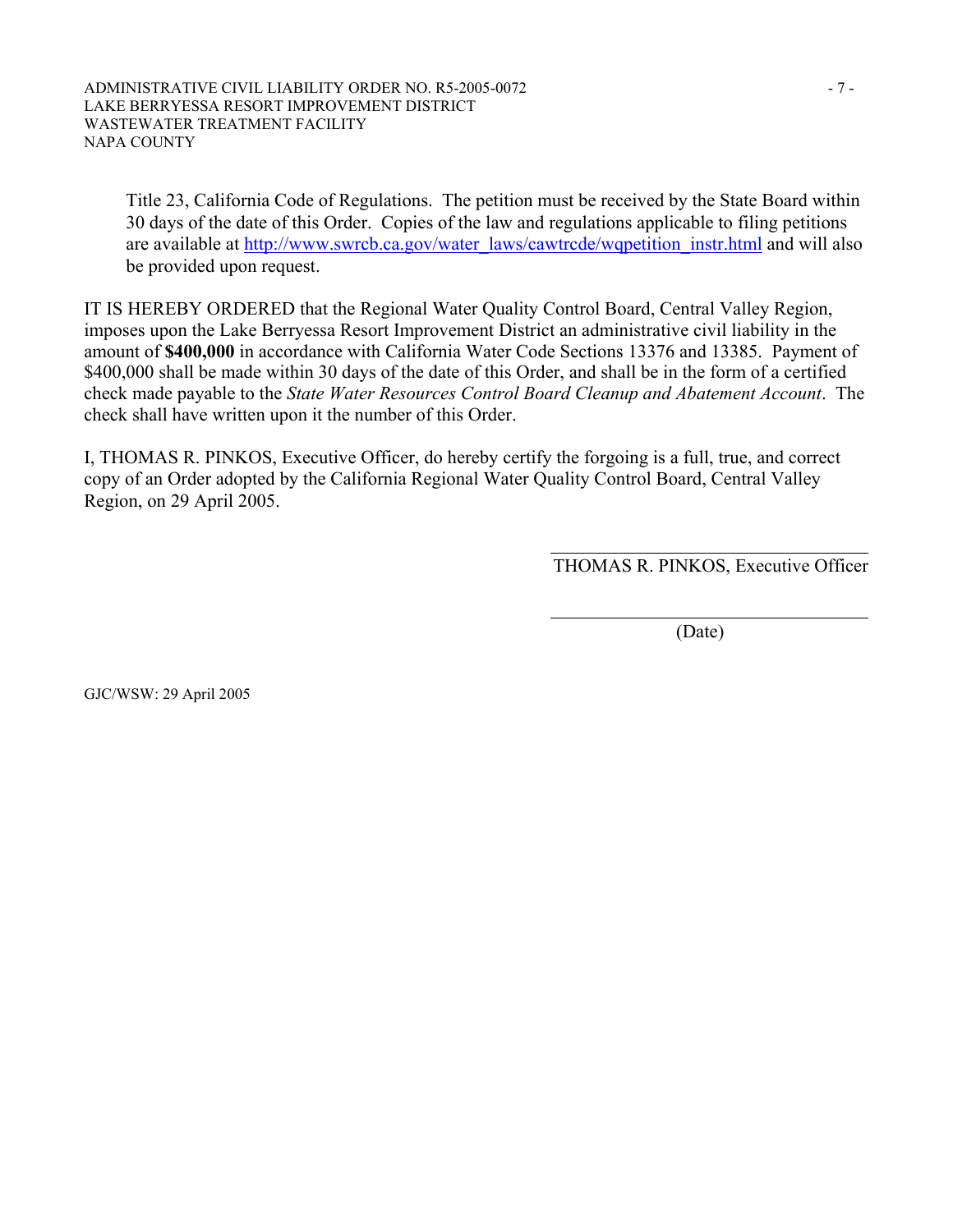Title 23, California Code of Regulations. The petition must be received by the State Board within 30 days of the date of this Order. Copies of the law and regulations applicable to filing petitions are available at [http://www.swrcb.ca.gov/water_laws/cawtrcde/wqpetition_instr.html](http://www.swrcb.ca.gov/water_laws/cawtrcde/wqpetition_instr.html) and will also be provided upon request.

IT IS HEREBY ORDERED that the Regional Water Quality Control Board, Central Valley Region, imposes upon the Lake Berryessa Resort Improvement District an administrative civil liability in the amount of **$400,000** in accordance with California Water Code Sections 13376 and 13385. Payment of $400,000 shall be made within 30 days of the date of this Order, and shall be in the form of a certified check made payable to the *State Water Resources Control Board Cleanup and Abatement Account*. The check shall have written upon it the number of this Order.

I, THOMAS R. PINKOS, Executive Officer, do hereby certify the forgoing is a full, true, and correct copy of an Order adopted by the California Regional Water Quality Control Board, Central Valley Region, on 29 April 2005.

THOMAS R. PINKOS, Executive Officer

(Date)

GJC/WSW: 29 April 2005